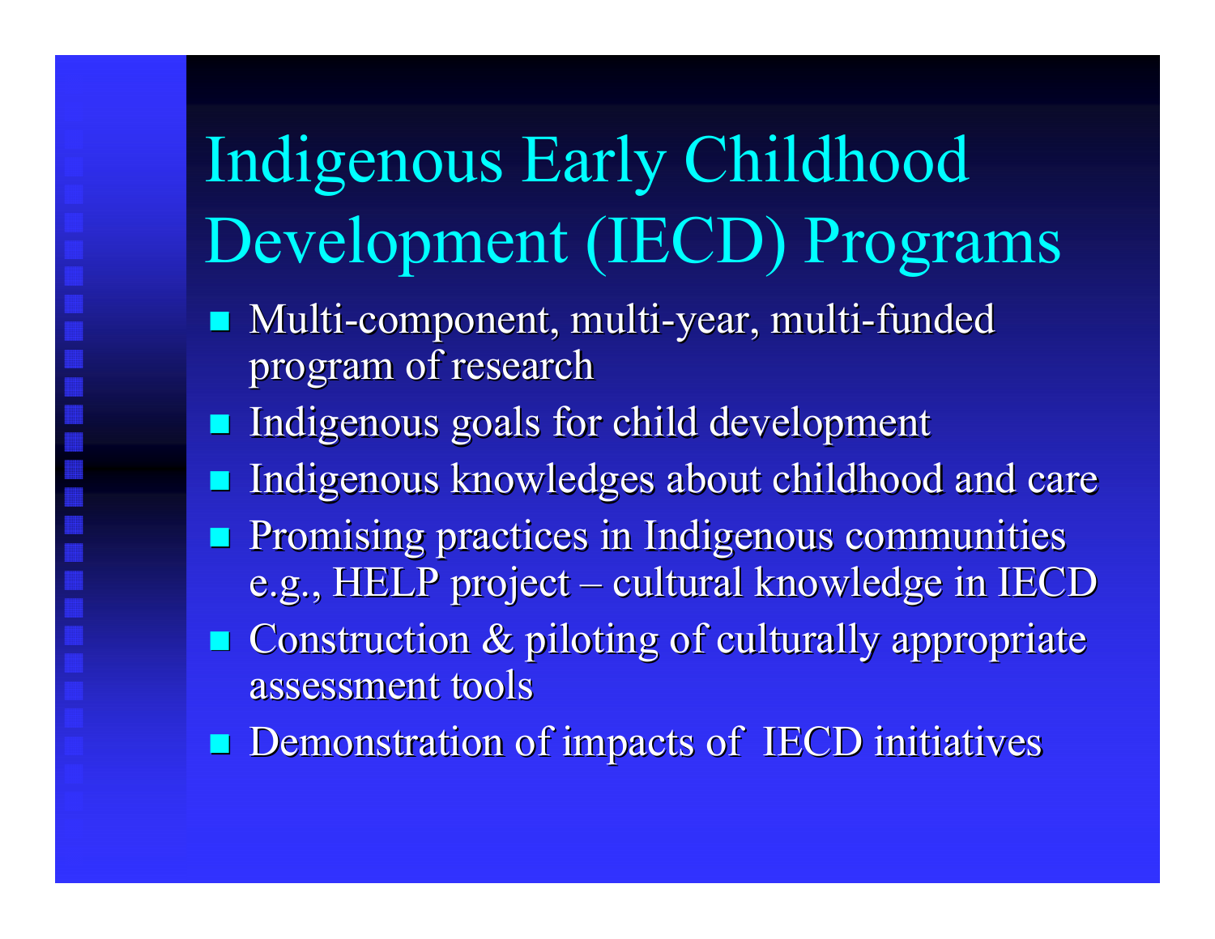# Indigenous Early Childhood Development (IECD) Programs

- Multi-component, multi-year, multi-funded program of research
- Indigenous goals for child development
- Indigenous knowledges about childhood and care
- Promising practices in Indigenous communities e.g., HELP project – cultural knowledge in IECD
- Construction & piloting of culturally appropriate assessment tools
- Demonstration of impacts of IECD initiatives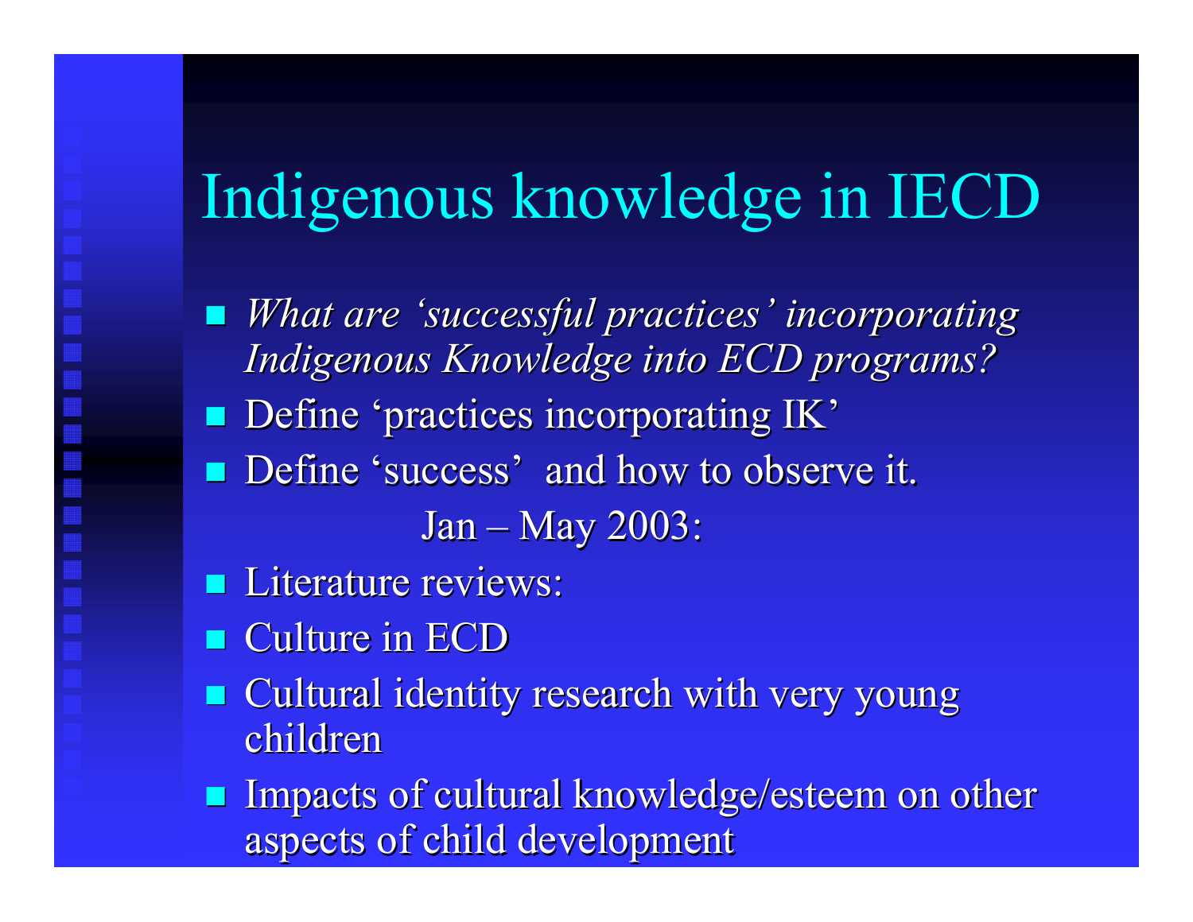# Indigenous knowledge in IECD

- *What are 'successful practices' incorporating Indigenous Knowledge into ECD programs?*
- Define 'practices incorporating IK'
- Define 'success' and how to observe it.

Jan – May 2003:

- Literature reviews:
- Culture in ECD
- Cultural identity research with very young children
- Impacts of cultural knowledge/esteem on other aspects of child development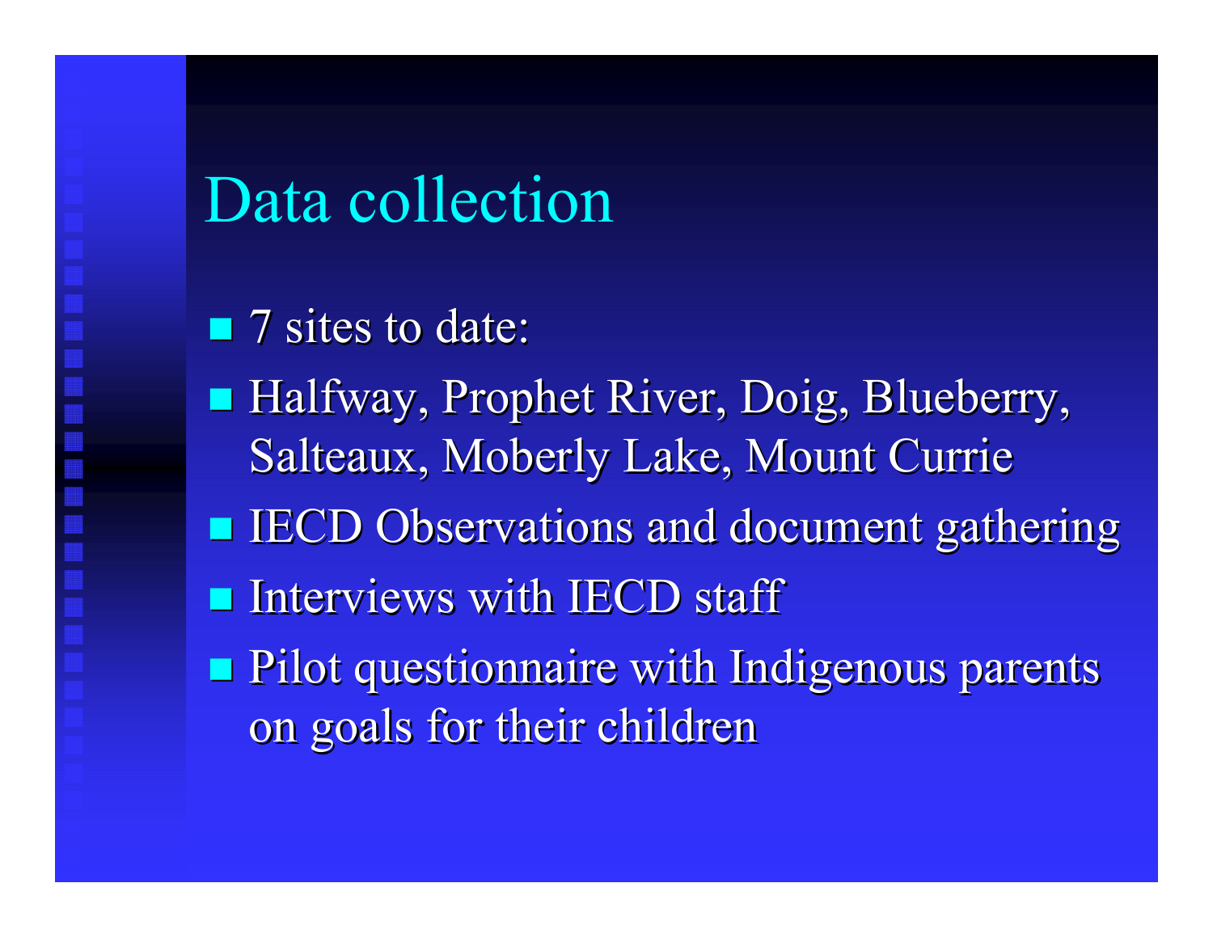# Data collection

- 7 sites to date:
- Halfway, Prophet River, Doig, Blueberry, Salteaux, Moberly Lake, Mount Currie
- IECD Observations and document gathering
- Interviews with IECD staff
- Pilot questionnaire with Indigenous parents on goals for their children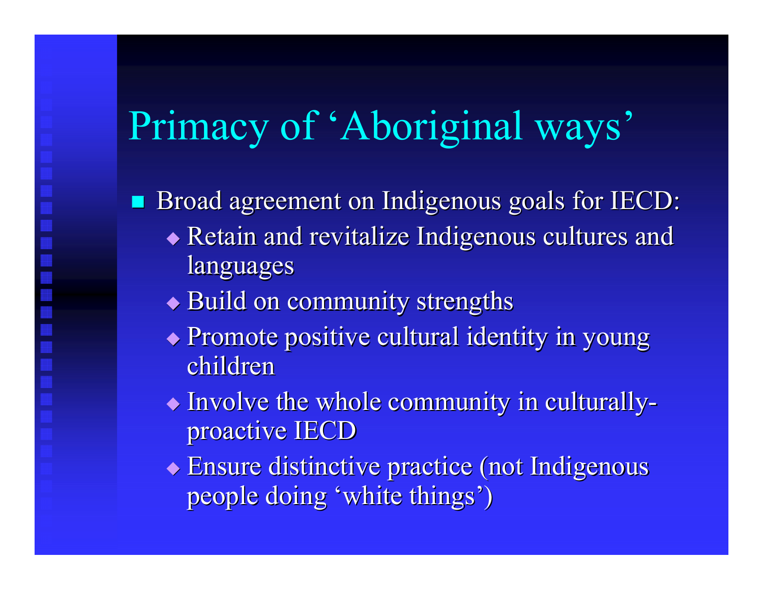# Primacy of ‘Aboriginal ways’

- Broad agreement on Indigenous goals for IECD:
  - Retain and revitalize Indigenous cultures and languages
  - Build on community strengths
  - Promote positive cultural identity in young children
  - Involve the whole community in culturally-proactive IECD
  - Ensure distinctive practice (not Indigenous people doing ‘white things’)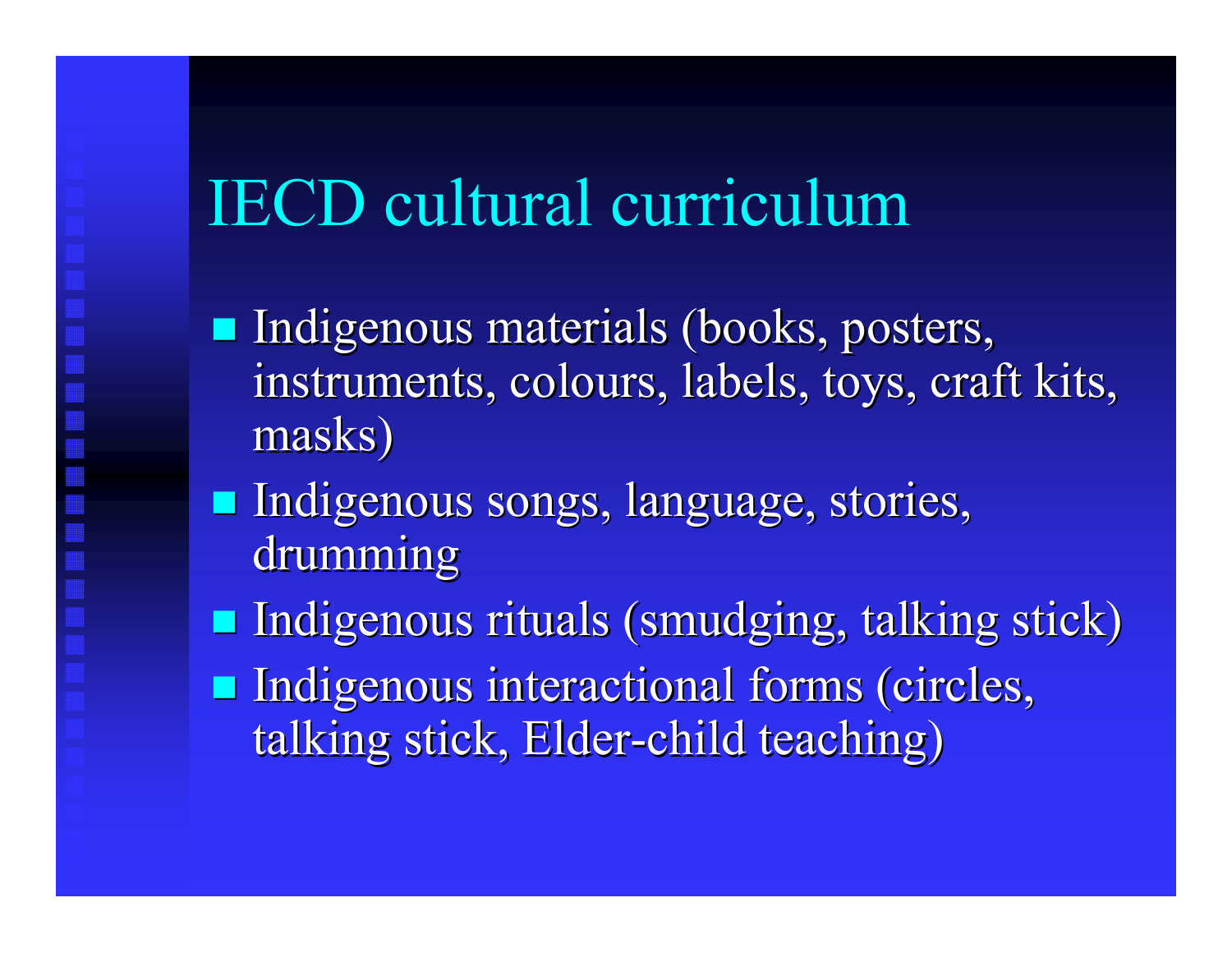# IECD cultural curriculum

- Indigenous materials (books, posters, instruments, colours, labels, toys, craft kits, masks)
- Indigenous songs, language, stories, drumming
- Indigenous rituals (smudging, talking stick)
- Indigenous interactional forms (circles, talking stick, Elder-child teaching)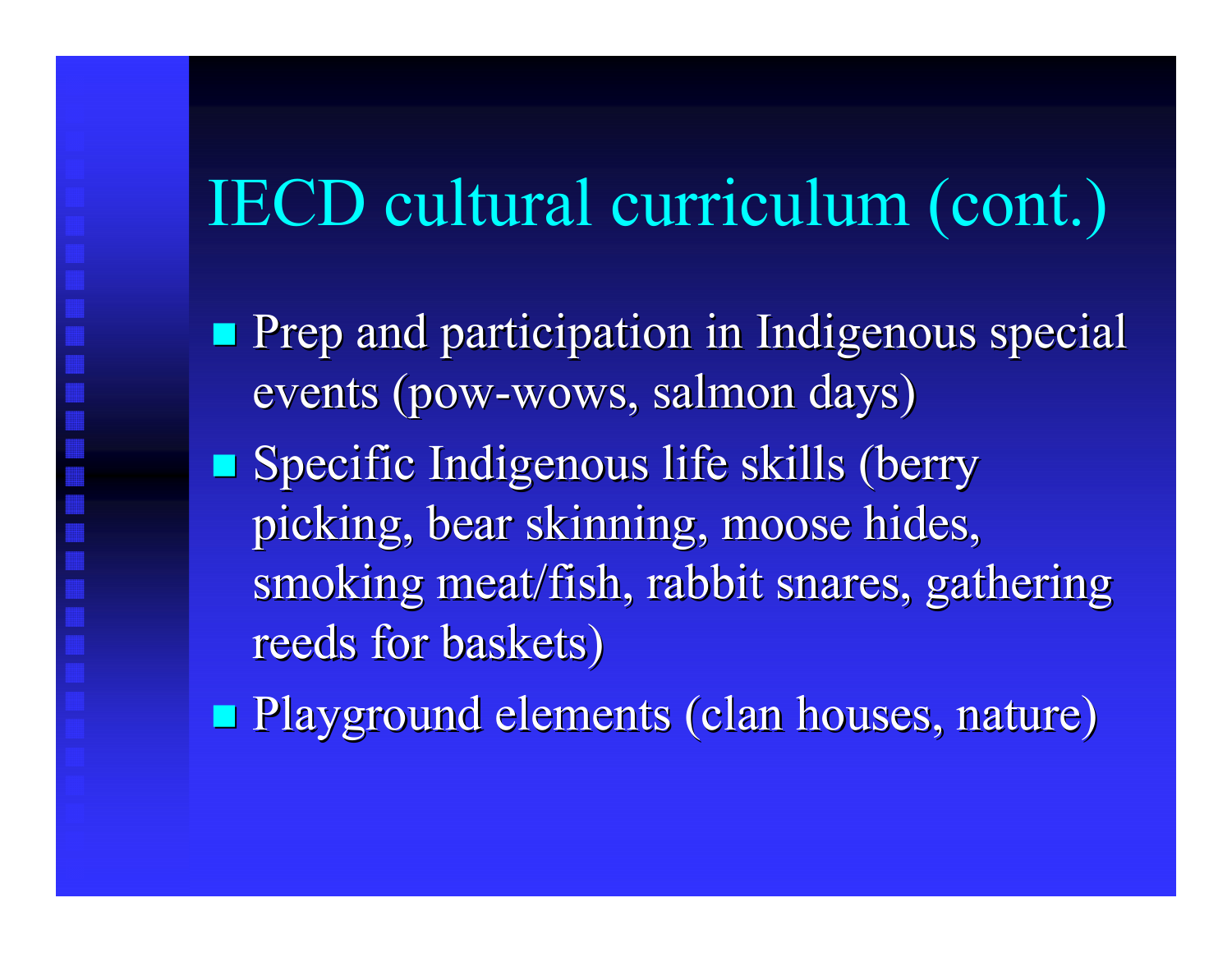# IECD cultural curriculum (cont.)

- Prep and participation in Indigenous special events (pow-wows, salmon days)
- Specific Indigenous life skills (berry picking, bear skinning, moose hides, smoking meat/fish, rabbit snares, gathering reeds for baskets)
- Playground elements (clan houses, nature)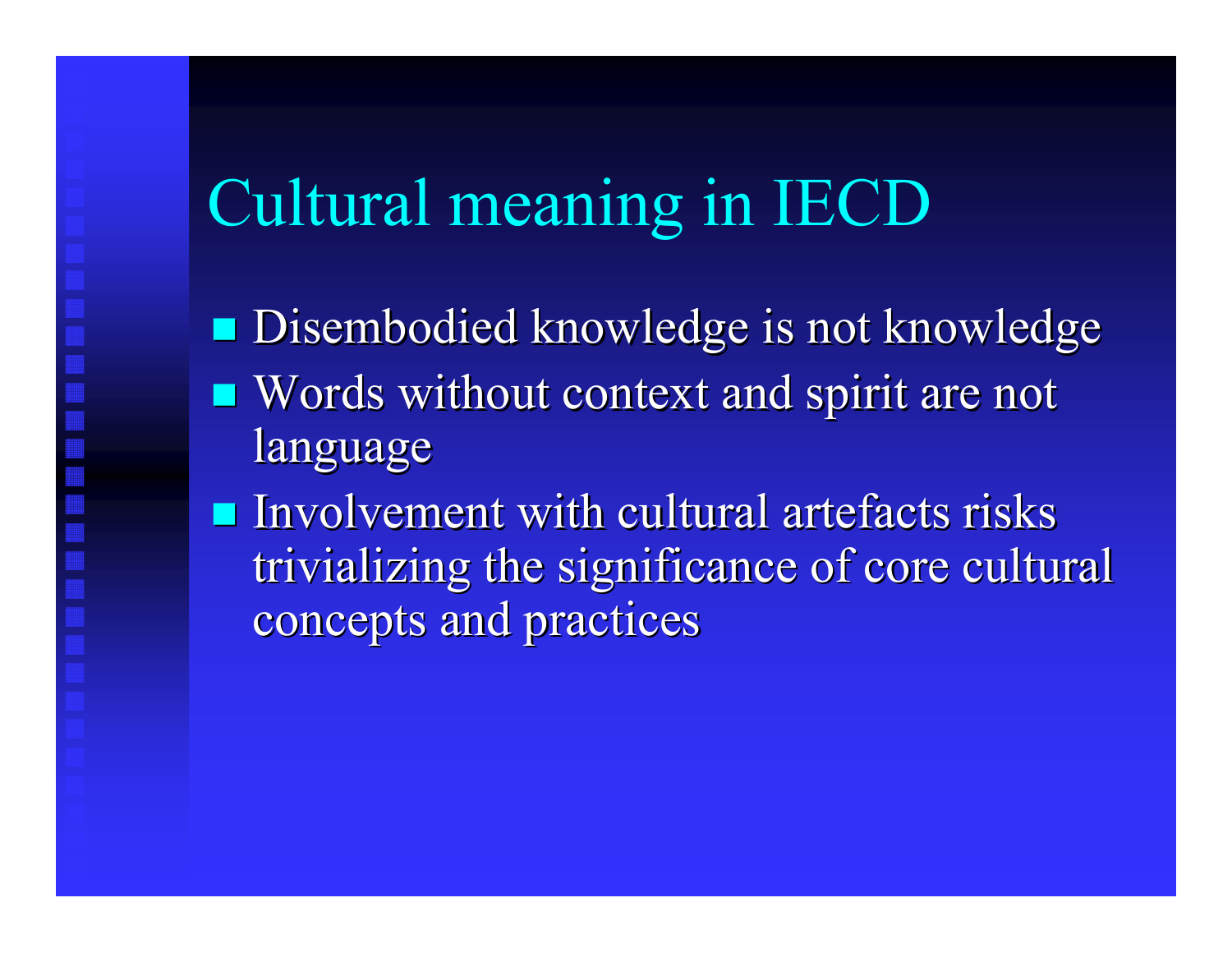# Cultural meaning in IECD

- Disembodied knowledge is not knowledge
- Words without context and spirit are not language
- Involvement with cultural artefacts risks trivializing the significance of core cultural concepts and practices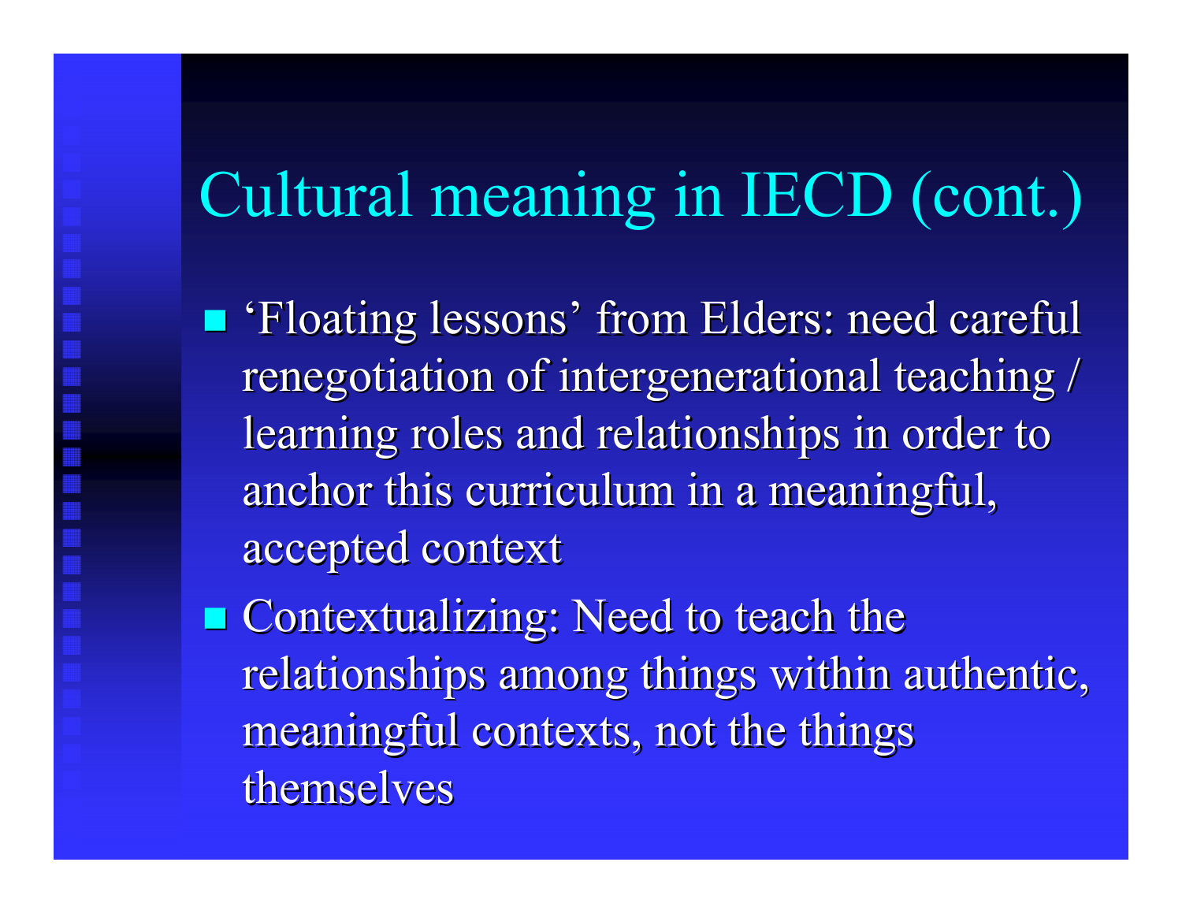# Cultural meaning in IECD (cont.)

- ‘Floating lessons’ from Elders: need careful renegotiation of intergenerational teaching / learning roles and relationships in order to anchor this curriculum in a meaningful, accepted context
- Contextualizing: Need to teach the relationships among things within authentic, meaningful contexts, not the things themselves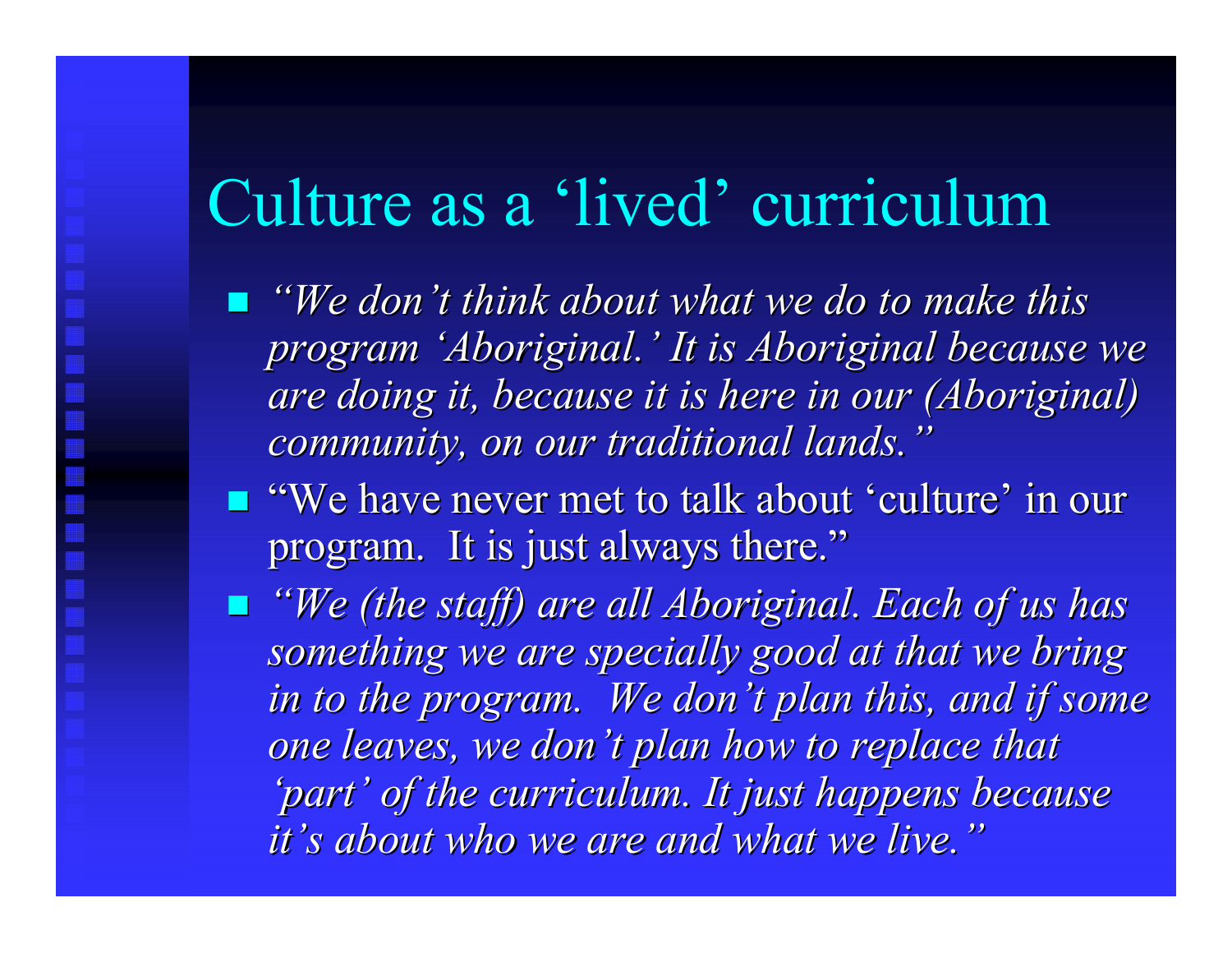# Culture as a 'lived' curriculum

- *"We don't think about what we do to make this program 'Aboriginal.' It is Aboriginal because we are doing it, because it is here in our (Aboriginal) community, on our traditional lands."*
- "We have never met to talk about 'culture' in our program. It is just always there."
- *"We (the staff) are all Aboriginal. Each of us has something we are specially good at that we bring in to the program. We don't plan this, and if some one leaves, we don't plan how to replace that 'part' of the curriculum. It just happens because it's about who we are and what we live."*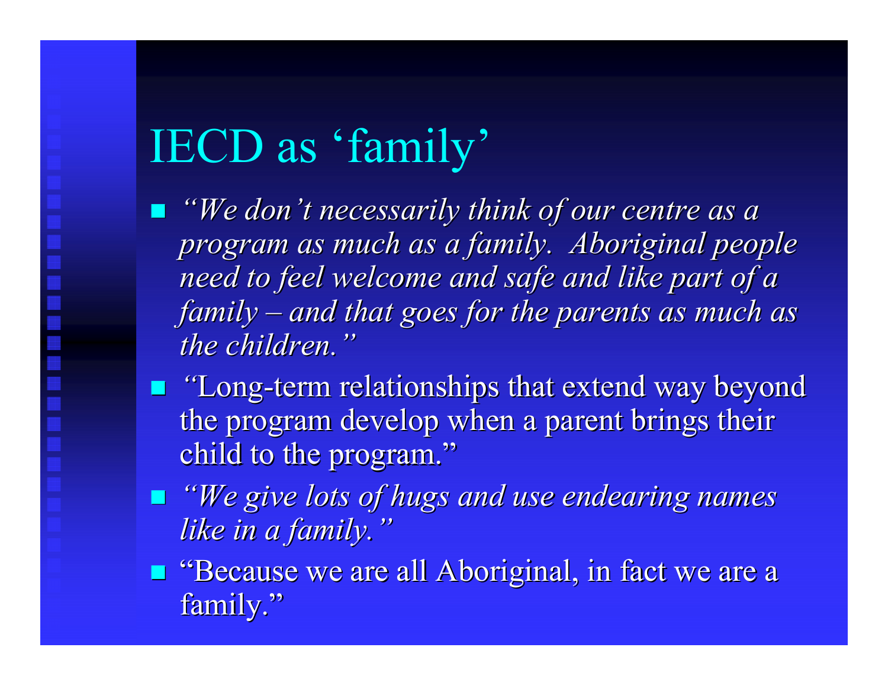# IECD as 'family'

- *"We don't necessarily think of our centre as a program as much as a family. Aboriginal people need to feel welcome and safe and like part of a family – and that goes for the parents as much as the children."*
- *"*Long-term relationships that extend way beyond the program develop when a parent brings their child to the program."
- *"We give lots of hugs and use endearing names like in a family."*
- "Because we are all Aboriginal, in fact we are a family."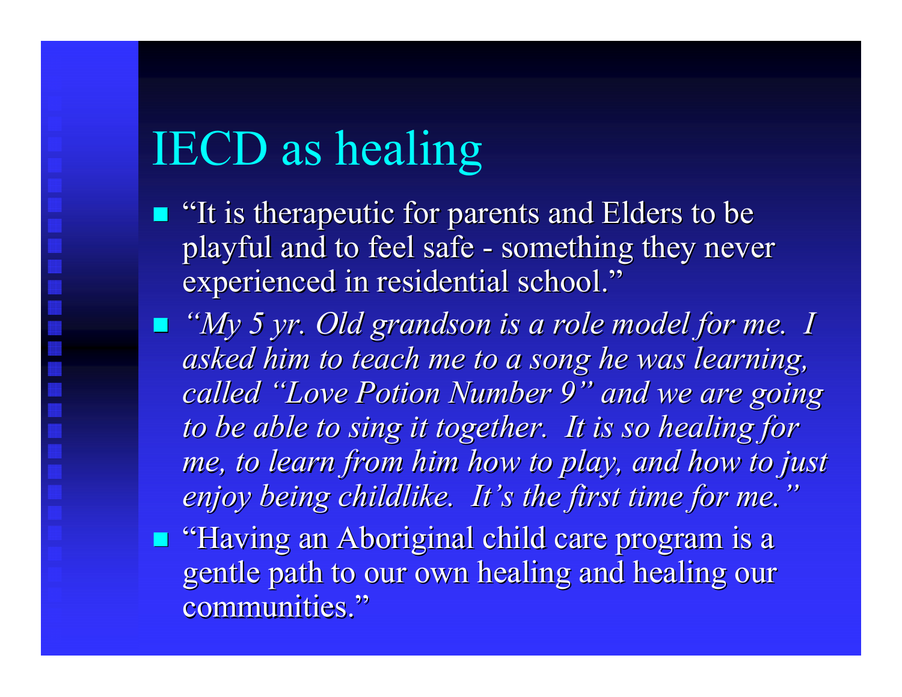# IECD as healing

- "It is therapeutic for parents and Elders to be playful and to feel safe - something they never experienced in residential school."
- *"My 5 yr. Old grandson is a role model for me. I asked him to teach me to a song he was learning, called "Love Potion Number 9" and we are going to be able to sing it together. It is so healing for me, to learn from him how to play, and how to just enjoy being childlike. It's the first time for me."*
- "Having an Aboriginal child care program is a gentle path to our own healing and healing our communities."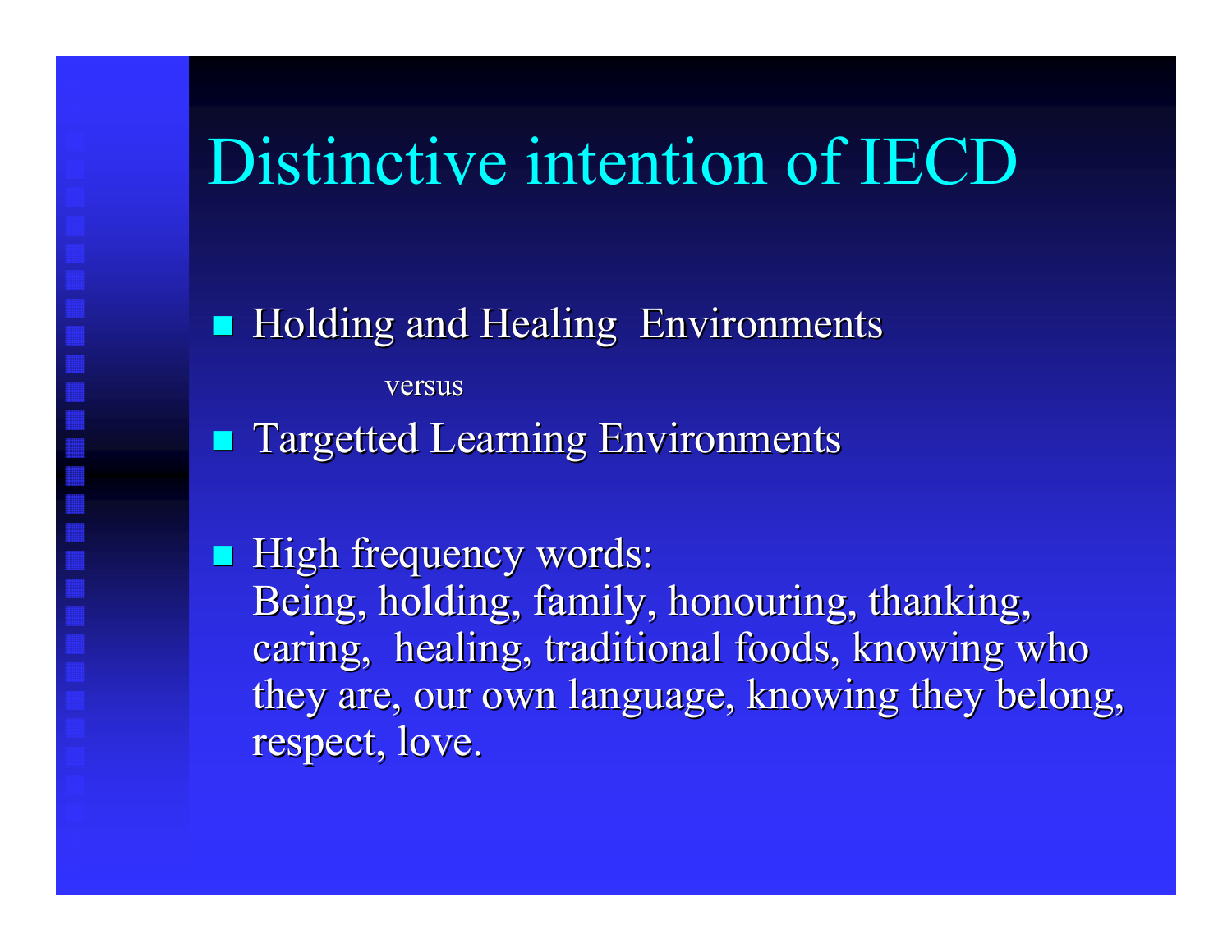# Distinctive intention of IECD

- Holding and Healing Environments

  versus

- Targetted Learning Environments

- High frequency words:
  Being, holding, family, honouring, thanking, caring, healing, traditional foods, knowing who they are, our own language, knowing they belong, respect, love.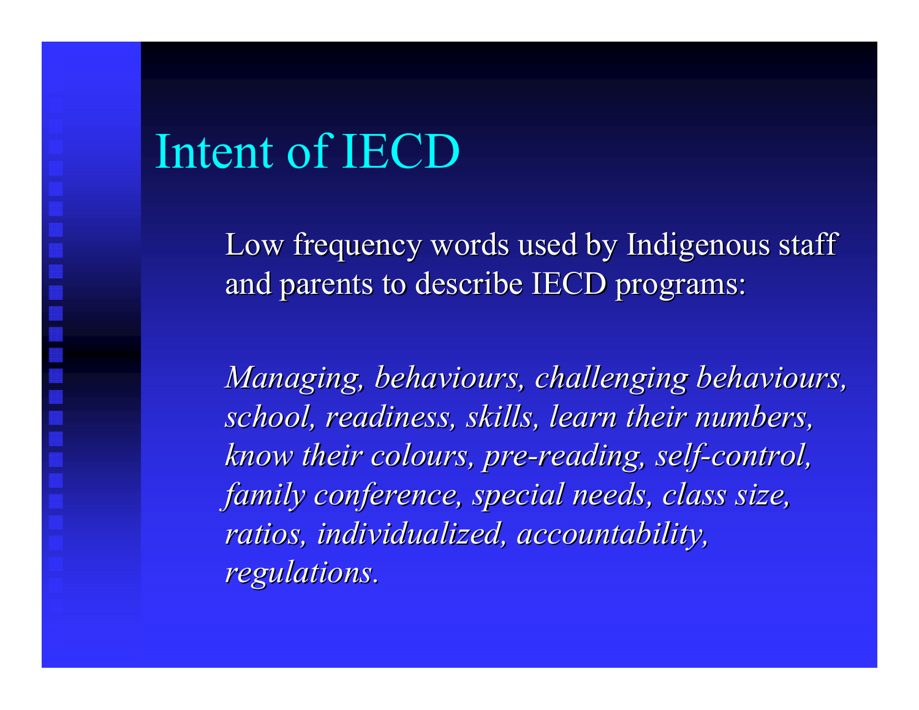# Intent of IECD

Low frequency words used by Indigenous staff and parents to describe IECD programs:

*Managing, behaviours, challenging behaviours, school, readiness, skills, learn their numbers, know their colours, pre-reading, self-control, family conference, special needs, class size, ratios, individualized, accountability, regulations.*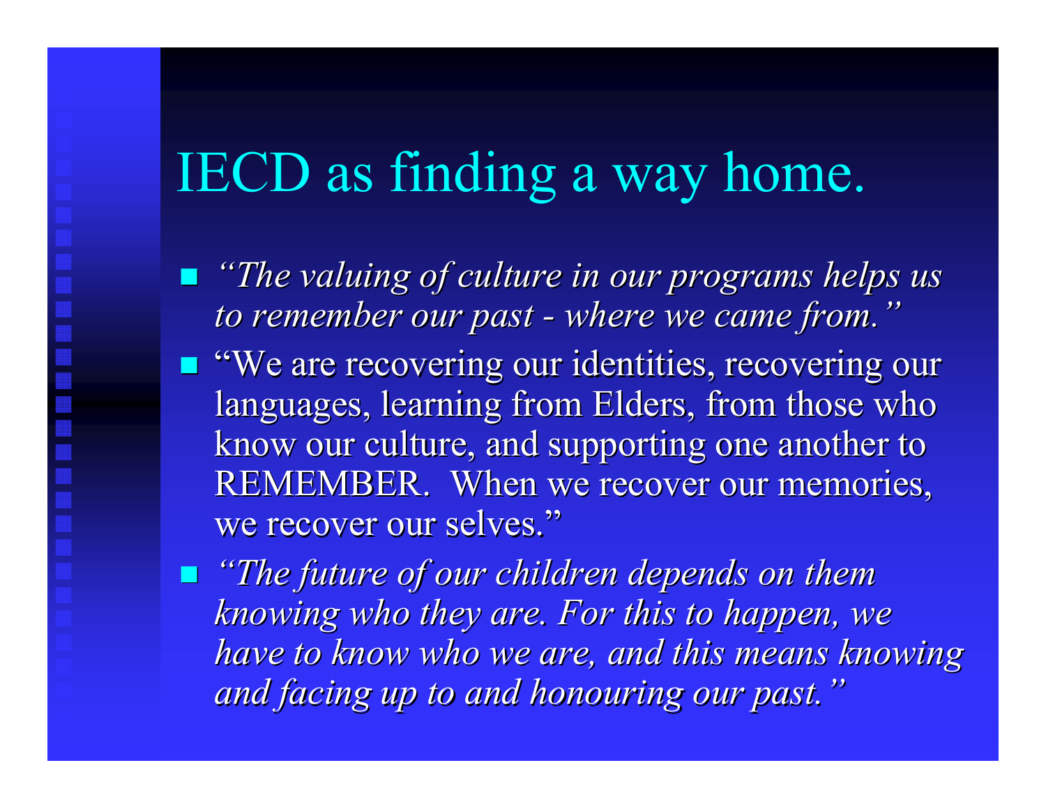# IECD as finding a way home.

- *"The valuing of culture in our programs helps us to remember our past - where we came from."*
- "We are recovering our identities, recovering our languages, learning from Elders, from those who know our culture, and supporting one another to REMEMBER. When we recover our memories, we recover our selves."
- *"The future of our children depends on them knowing who they are. For this to happen, we have to know who we are, and this means knowing and facing up to and honouring our past."*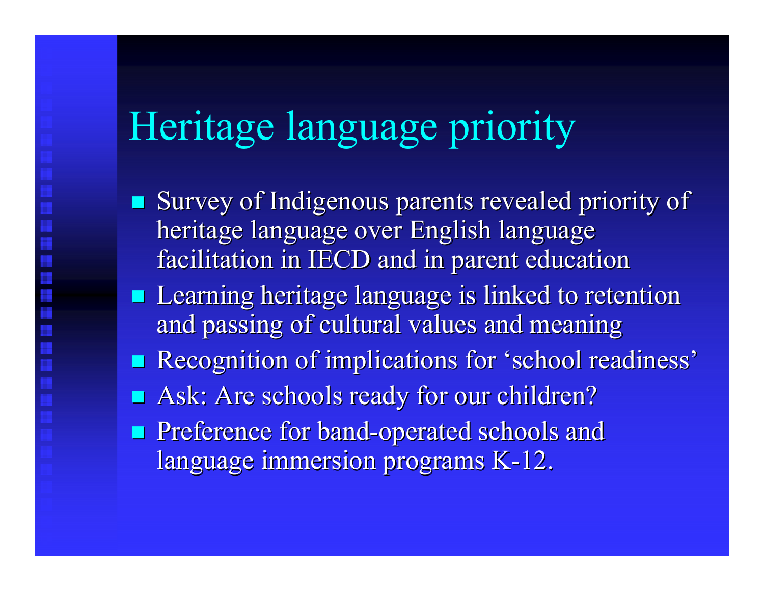# Heritage language priority

- Survey of Indigenous parents revealed priority of heritage language over English language facilitation in IECD and in parent education
- Learning heritage language is linked to retention and passing of cultural values and meaning
- Recognition of implications for 'school readiness'
- Ask: Are schools ready for our children?
- Preference for band-operated schools and language immersion programs K-12.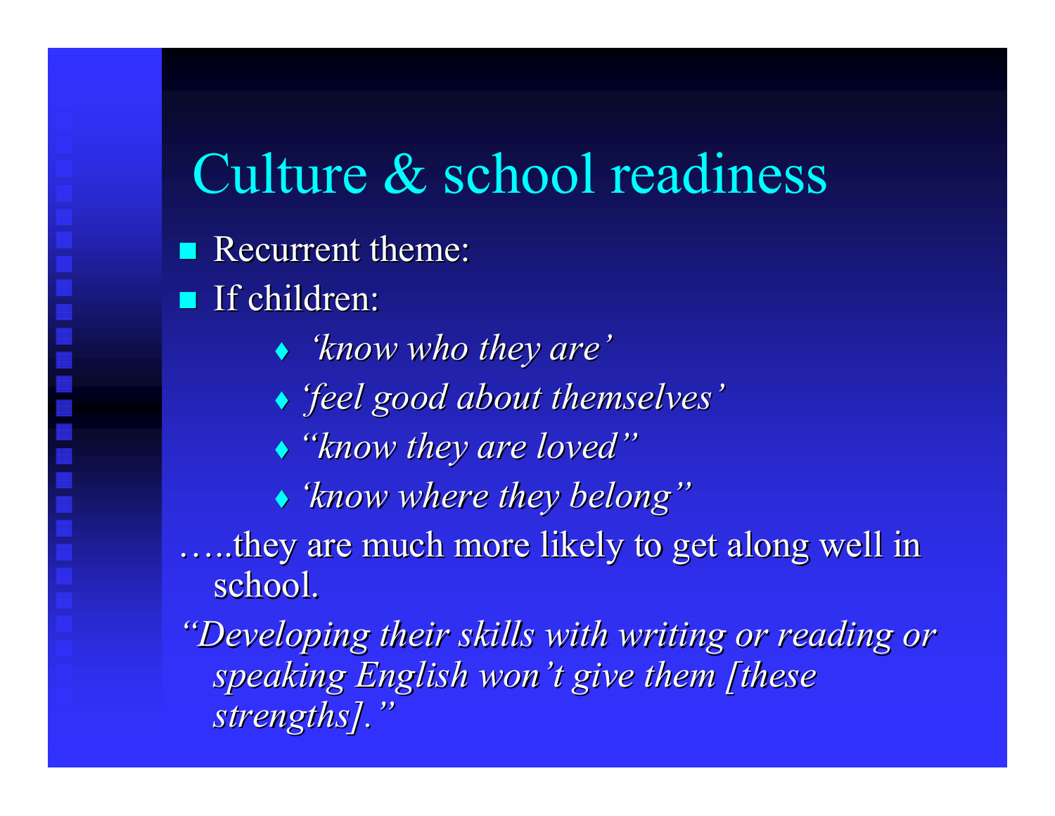# Culture & school readiness

- Recurrent theme:
- If children:
  - *'know who they are'*
  - *'feel good about themselves'*
  - *"know they are loved"*
  - *'know where they belong"*

…..they are much more likely to get along well in school.

*"Developing their skills with writing or reading or speaking English won't give them [these strengths]."*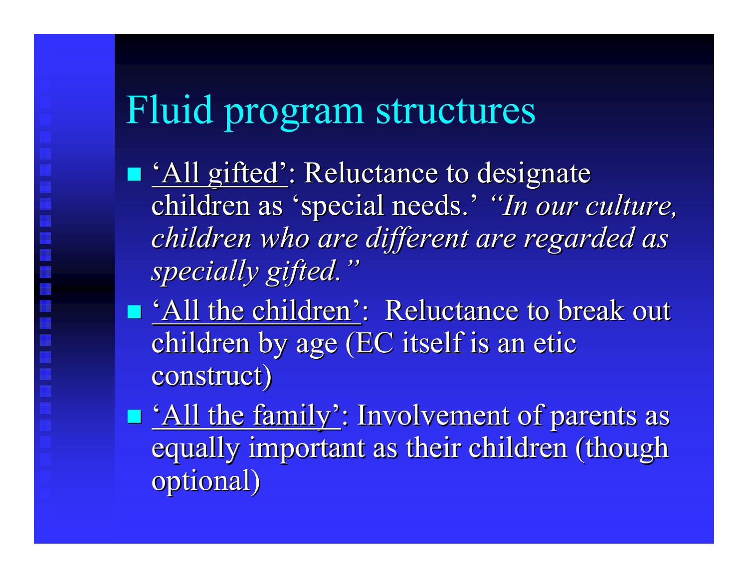# Fluid program structures

- ‘All gifted’: Reluctance to designate children as ‘special needs.’ *“In our culture, children who are different are regarded as specially gifted.”*
- ‘All the children’: Reluctance to break out children by age (EC itself is an etic construct)
- ‘All the family’: Involvement of parents as equally important as their children (though optional)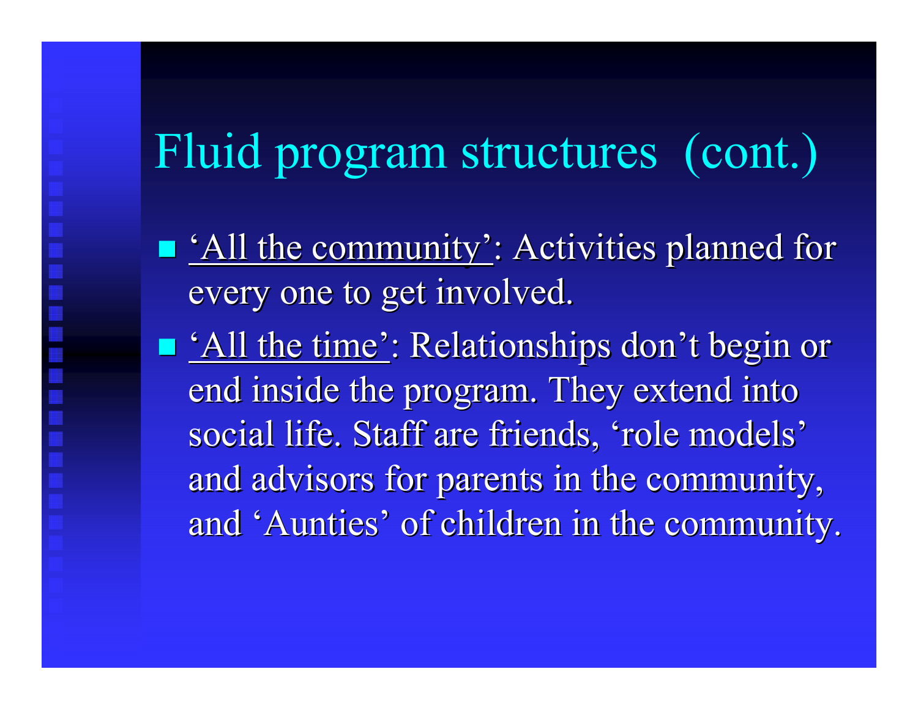# Fluid program structures (cont.)

- <u>'All the community'</u>: Activities planned for every one to get involved.
- <u>'All the time'</u>: Relationships don't begin or end inside the program. They extend into social life. Staff are friends, 'role models' and advisors for parents in the community, and 'Aunties' of children in the community.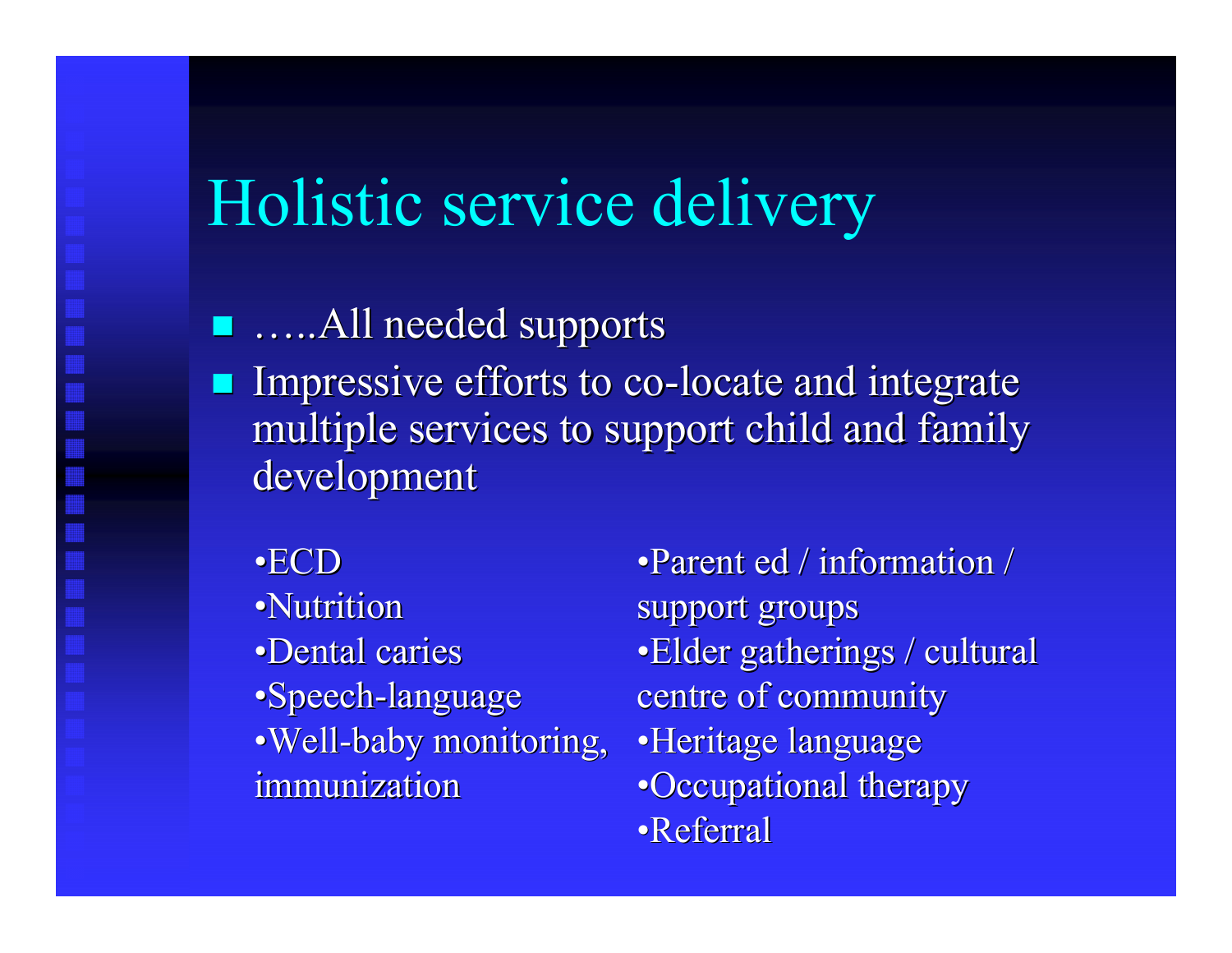# Holistic service delivery

- …..All needed supports
- Impressive efforts to co-locate and integrate multiple services to support child and family development

  - ECD
  - Nutrition
  - Dental caries
  - Speech-language
  - Well-baby monitoring, immunization
  - Parent ed / information / support groups
  - Elder gatherings / cultural centre of community
  - Heritage language
  - Occupational therapy
  - Referral